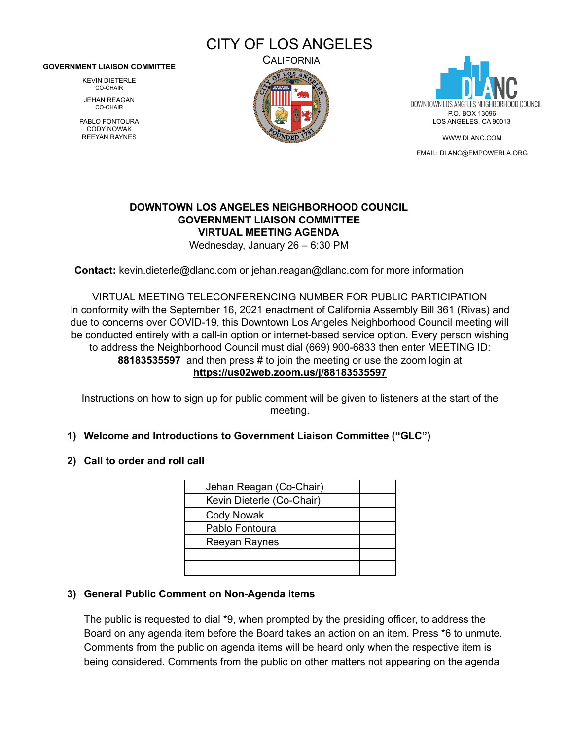# CITY OF LOS ANGELES

CALIFORNIA

**GOVERNMENT LIAISON COMMITTEE**

KEVIN DIETERLE
CO-CHAIR

JEHAN REAGAN
CO-CHAIR

PABLO FONTOURA
CODY NOWAK
REEYAN RAYNES

DOWNTOWN LOS ANGELES NEIGHBORHOOD COUNCIL
P.O. BOX 13096
LOS ANGELES, CA 90013

WWW.DLANC.COM

EMAIL: DLANC@EMPOWERLA.ORG

## DOWNTOWN LOS ANGELES NEIGHBORHOOD COUNCIL
## GOVERNMENT LIAISON COMMITTEE
## VIRTUAL MEETING AGENDA

Wednesday, January 26 – 6:30 PM

**Contact:** kevin.dieterle@dlanc.com or jehan.reagan@dlanc.com for more information

VIRTUAL MEETING TELECONFERENCING NUMBER FOR PUBLIC PARTICIPATION
In conformity with the September 16, 2021 enactment of California Assembly Bill 361 (Rivas) and due to concerns over COVID-19, this Downtown Los Angeles Neighborhood Council meeting will be conducted entirely with a call-in option or internet-based service option. Every person wishing to address the Neighborhood Council must dial (669) 900-6833 then enter MEETING ID: **88183535597** and then press # to join the meeting or use the zoom login at **https://us02web.zoom.us/j/88183535597**

Instructions on how to sign up for public comment will be given to listeners at the start of the meeting.

1) **Welcome and Introductions to Government Liaison Committee ("GLC")**

2) **Call to order and roll call**

| | |
|---|---|
| Jehan Reagan (Co-Chair) | |
| Kevin Dieterle (Co-Chair) | |
| Cody Nowak | |
| Pablo Fontoura | |
| Reeyan Raynes | |
| | |
| | |

3) **General Public Comment on Non-Agenda items**

The public is requested to dial *9, when prompted by the presiding officer, to address the Board on any agenda item before the Board takes an action on an item. Press *6 to unmute. Comments from the public on agenda items will be heard only when the respective item is being considered. Comments from the public on other matters not appearing on the agenda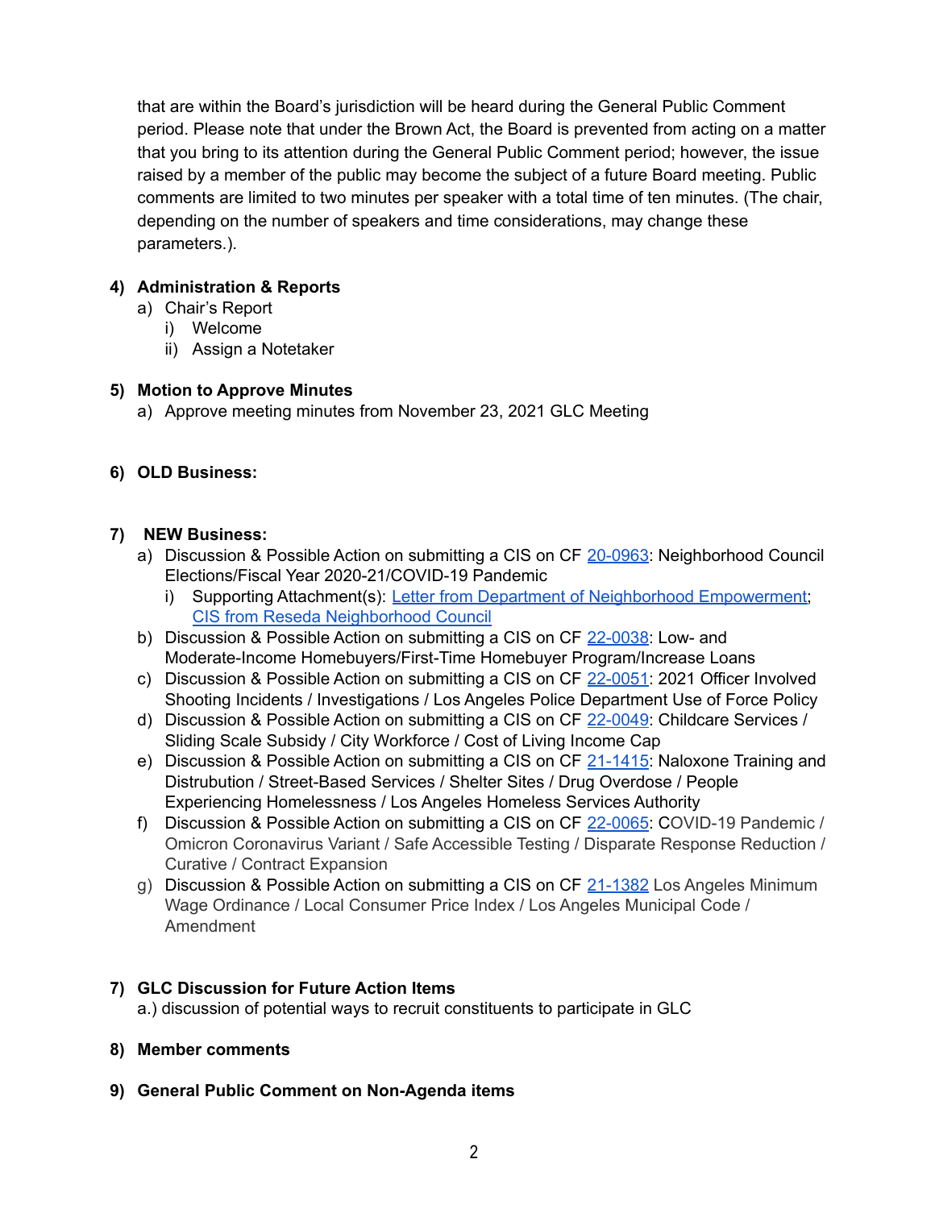that are within the Board's jurisdiction will be heard during the General Public Comment period. Please note that under the Brown Act, the Board is prevented from acting on a matter that you bring to its attention during the General Public Comment period; however, the issue raised by a member of the public may become the subject of a future Board meeting. Public comments are limited to two minutes per speaker with a total time of ten minutes. (The chair, depending on the number of speakers and time considerations, may change these parameters.).

**4) Administration & Reports**

a) Chair's Report
   i) Welcome
   ii) Assign a Notetaker

**5) Motion to Approve Minutes**

a) Approve meeting minutes from November 23, 2021 GLC Meeting

**6) OLD Business:**

**7) NEW Business:**

a) Discussion & Possible Action on submitting a CIS on CF 20-0963: Neighborhood Council Elections/Fiscal Year 2020-21/COVID-19 Pandemic
   i) Supporting Attachment(s): Letter from Department of Neighborhood Empowerment; CIS from Reseda Neighborhood Council

b) Discussion & Possible Action on submitting a CIS on CF 22-0038: Low- and Moderate-Income Homebuyers/First-Time Homebuyer Program/Increase Loans

c) Discussion & Possible Action on submitting a CIS on CF 22-0051: 2021 Officer Involved Shooting Incidents / Investigations / Los Angeles Police Department Use of Force Policy

d) Discussion & Possible Action on submitting a CIS on CF 22-0049: Childcare Services / Sliding Scale Subsidy / City Workforce / Cost of Living Income Cap

e) Discussion & Possible Action on submitting a CIS on CF 21-1415: Naloxone Training and Distrubution / Street-Based Services / Shelter Sites / Drug Overdose / People Experiencing Homelessness / Los Angeles Homeless Services Authority

f) Discussion & Possible Action on submitting a CIS on CF 22-0065: COVID-19 Pandemic / Omicron Coronavirus Variant / Safe Accessible Testing / Disparate Response Reduction / Curative / Contract Expansion

g) Discussion & Possible Action on submitting a CIS on CF 21-1382 Los Angeles Minimum Wage Ordinance / Local Consumer Price Index / Los Angeles Municipal Code / Amendment

**7) GLC Discussion for Future Action Items**

a.) discussion of potential ways to recruit constituents to participate in GLC

**8) Member comments**

**9) General Public Comment on Non-Agenda items**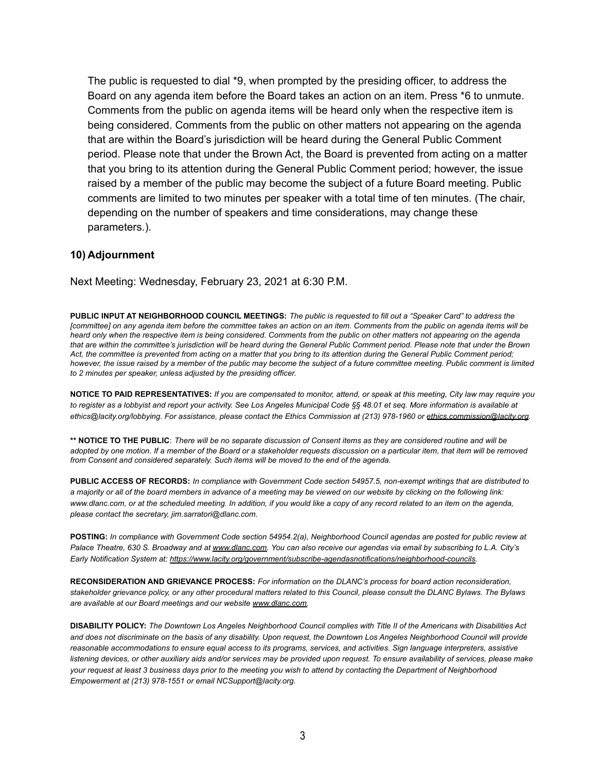The public is requested to dial *9, when prompted by the presiding officer, to address the Board on any agenda item before the Board takes an action on an item. Press *6 to unmute. Comments from the public on agenda items will be heard only when the respective item is being considered. Comments from the public on other matters not appearing on the agenda that are within the Board's jurisdiction will be heard during the General Public Comment period. Please note that under the Brown Act, the Board is prevented from acting on a matter that you bring to its attention during the General Public Comment period; however, the issue raised by a member of the public may become the subject of a future Board meeting. Public comments are limited to two minutes per speaker with a total time of ten minutes. (The chair, depending on the number of speakers and time considerations, may change these parameters.).

### 10) Adjournment

Next Meeting: Wednesday, February 23, 2021 at 6:30 P.M.

**PUBLIC INPUT AT NEIGHBORHOOD COUNCIL MEETINGS:** *The public is requested to fill out a "Speaker Card" to address the [committee] on any agenda item before the committee takes an action on an item. Comments from the public on agenda items will be heard only when the respective item is being considered. Comments from the public on other matters not appearing on the agenda that are within the committee's jurisdiction will be heard during the General Public Comment period. Please note that under the Brown Act, the committee is prevented from acting on a matter that you bring to its attention during the General Public Comment period; however, the issue raised by a member of the public may become the subject of a future committee meeting. Public comment is limited to 2 minutes per speaker, unless adjusted by the presiding officer.*

**NOTICE TO PAID REPRESENTATIVES:** *If you are compensated to monitor, attend, or speak at this meeting, City law may require you to register as a lobbyist and report your activity. See Los Angeles Municipal Code §§ 48.01 et seq. More information is available at ethics@lacity.org/lobbying. For assistance, please contact the Ethics Commission at (213) 978-1960 or ethics.commission@lacity.org.*

**** NOTICE TO THE PUBLIC**: *There will be no separate discussion of Consent items as they are considered routine and will be adopted by one motion. If a member of the Board or a stakeholder requests discussion on a particular item, that item will be removed from Consent and considered separately. Such items will be moved to the end of the agenda.*

**PUBLIC ACCESS OF RECORDS:** *In compliance with Government Code section 54957.5, non-exempt writings that are distributed to a majority or all of the board members in advance of a meeting may be viewed on our website by clicking on the following link: www.dlanc.com, or at the scheduled meeting. In addition, if you would like a copy of any record related to an item on the agenda, please contact the secretary, jim.sarratori@dlanc.com.*

**POSTING:** *In compliance with Government Code section 54954.2(a), Neighborhood Council agendas are posted for public review at Palace Theatre, 630 S. Broadway and at www.dlanc.com. You can also receive our agendas via email by subscribing to L.A. City's Early Notification System at: https://www.lacity.org/government/subscribe-agendasnotifications/neighborhood-councils.*

**RECONSIDERATION AND GRIEVANCE PROCESS:** *For information on the DLANC's process for board action reconsideration, stakeholder grievance policy, or any other procedural matters related to this Council, please consult the DLANC Bylaws. The Bylaws are available at our Board meetings and our website www.dlanc.com.*

**DISABILITY POLICY:** *The Downtown Los Angeles Neighborhood Council complies with Title II of the Americans with Disabilities Act and does not discriminate on the basis of any disability. Upon request, the Downtown Los Angeles Neighborhood Council will provide reasonable accommodations to ensure equal access to its programs, services, and activities. Sign language interpreters, assistive listening devices, or other auxiliary aids and/or services may be provided upon request. To ensure availability of services, please make your request at least 3 business days prior to the meeting you wish to attend by contacting the Department of Neighborhood Empowerment at (213) 978-1551 or email NCSupport@lacity.org.*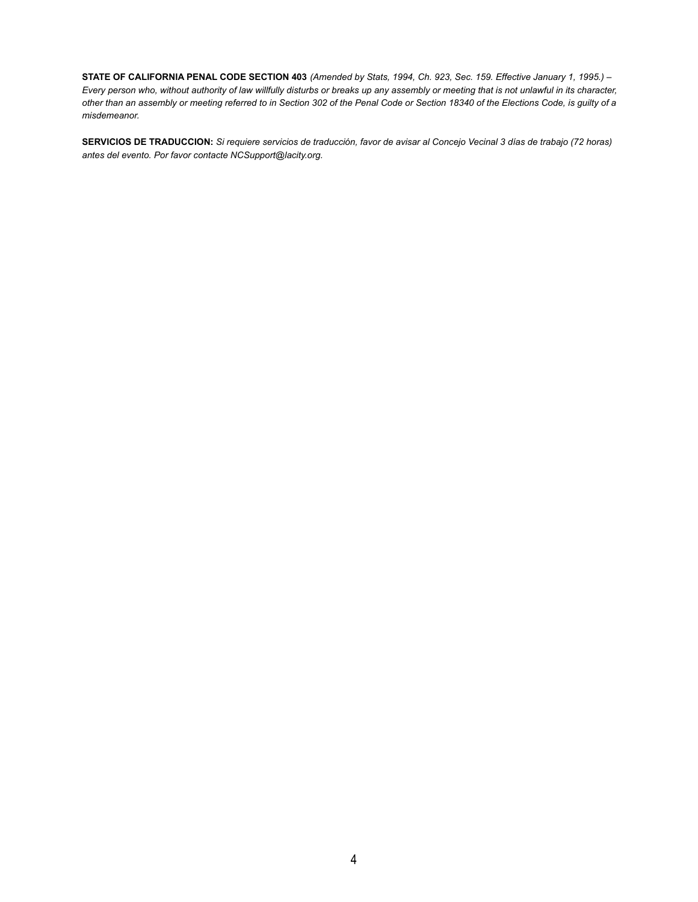**STATE OF CALIFORNIA PENAL CODE SECTION 403** *(Amended by Stats, 1994, Ch. 923, Sec. 159. Effective January 1, 1995.) – Every person who, without authority of law willfully disturbs or breaks up any assembly or meeting that is not unlawful in its character, other than an assembly or meeting referred to in Section 302 of the Penal Code or Section 18340 of the Elections Code, is guilty of a misdemeanor.*

**SERVICIOS DE TRADUCCION:** *Si requiere servicios de traducción, favor de avisar al Concejo Vecinal 3 días de trabajo (72 horas) antes del evento. Por favor contacte NCSupport@lacity.org.*